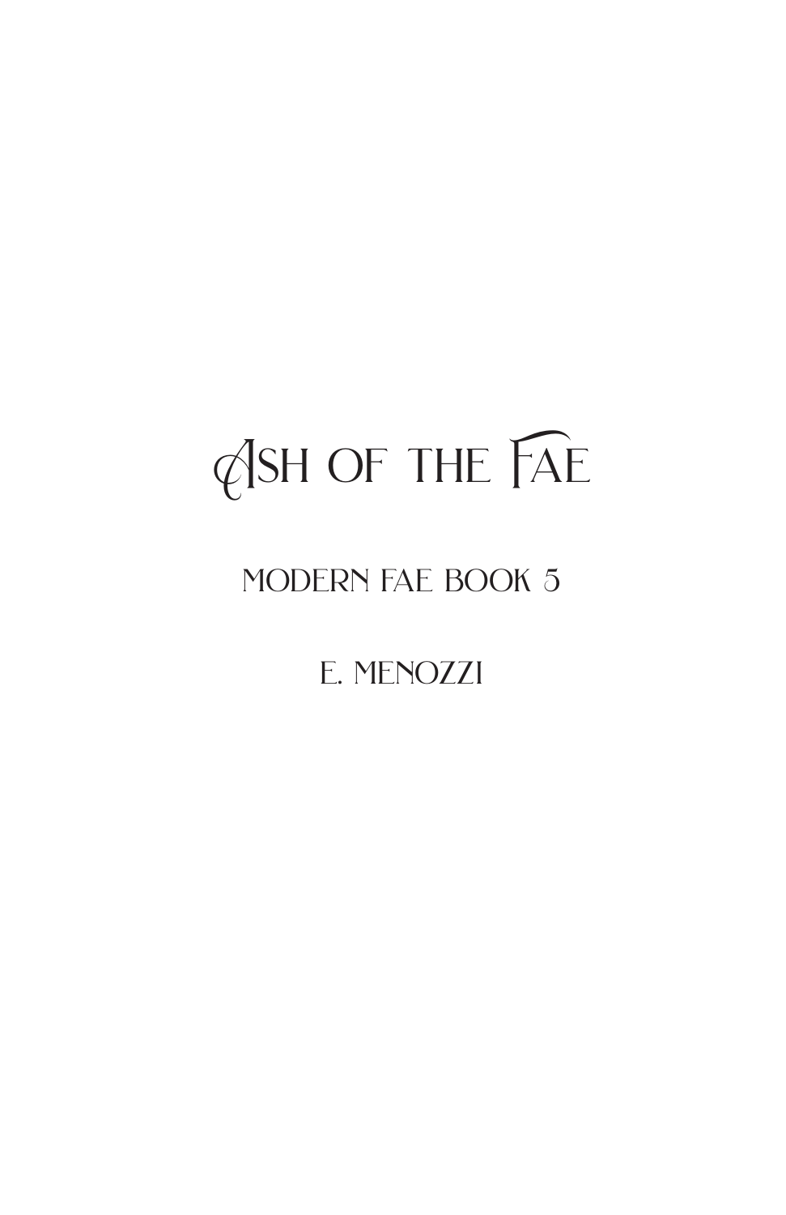# Ash of the Fae

## Modern Fae Book 5

### E. Menozzi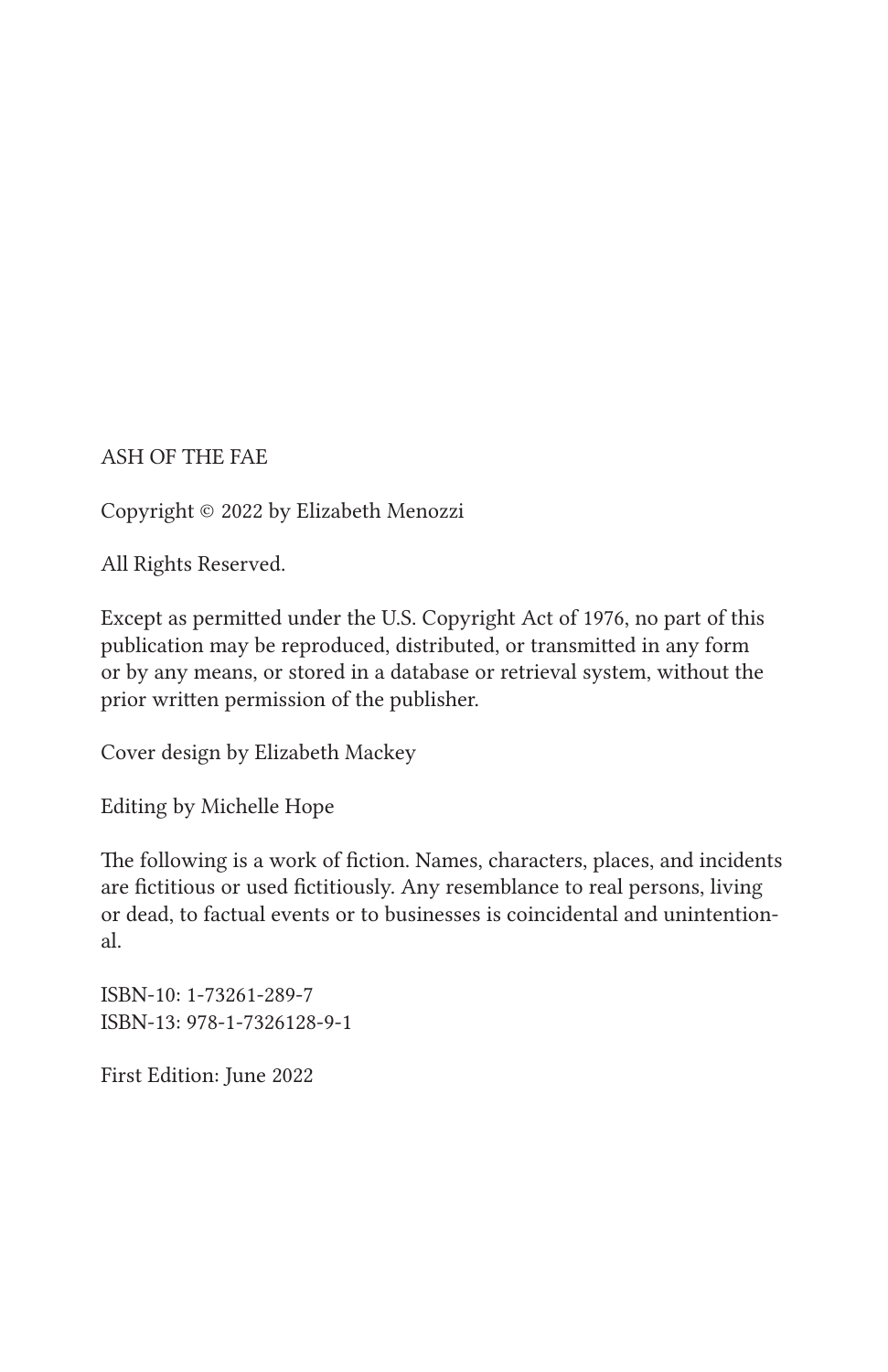ASH OF THE FAE

Copyright © 2022 by Elizabeth Menozzi

All Rights Reserved.

Except as permitted under the U.S. Copyright Act of 1976, no part of this publication may be reproduced, distributed, or transmitted in any form or by any means, or stored in a database or retrieval system, without the prior written permission of the publisher.

Cover design by Elizabeth Mackey

Editing by Michelle Hope

The following is a work of fiction. Names, characters, places, and incidents are fictitious or used fictitiously. Any resemblance to real persons, living or dead, to factual events or to businesses is coincidental and unintentional.

ISBN-10: 1-73261-289-7
ISBN-13: 978-1-7326128-9-1

First Edition: June 2022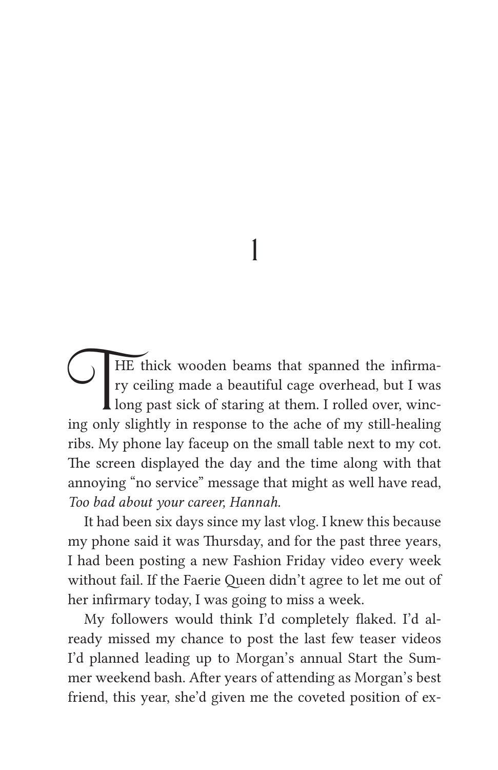# 1

THE thick wooden beams that spanned the infirmary ceiling made a beautiful cage overhead, but I was long past sick of staring at them. I rolled over, wincing only slightly in response to the ache of my still-healing ribs. My phone lay faceup on the small table next to my cot. The screen displayed the day and the time along with that annoying "no service" message that might as well have read, *Too bad about your career, Hannah.*

It had been six days since my last vlog. I knew this because my phone said it was Thursday, and for the past three years, I had been posting a new Fashion Friday video every week without fail. If the Faerie Queen didn't agree to let me out of her infirmary today, I was going to miss a week.

My followers would think I'd completely flaked. I'd already missed my chance to post the last few teaser videos I'd planned leading up to Morgan's annual Start the Summer weekend bash. After years of attending as Morgan's best friend, this year, she'd given me the coveted position of ex-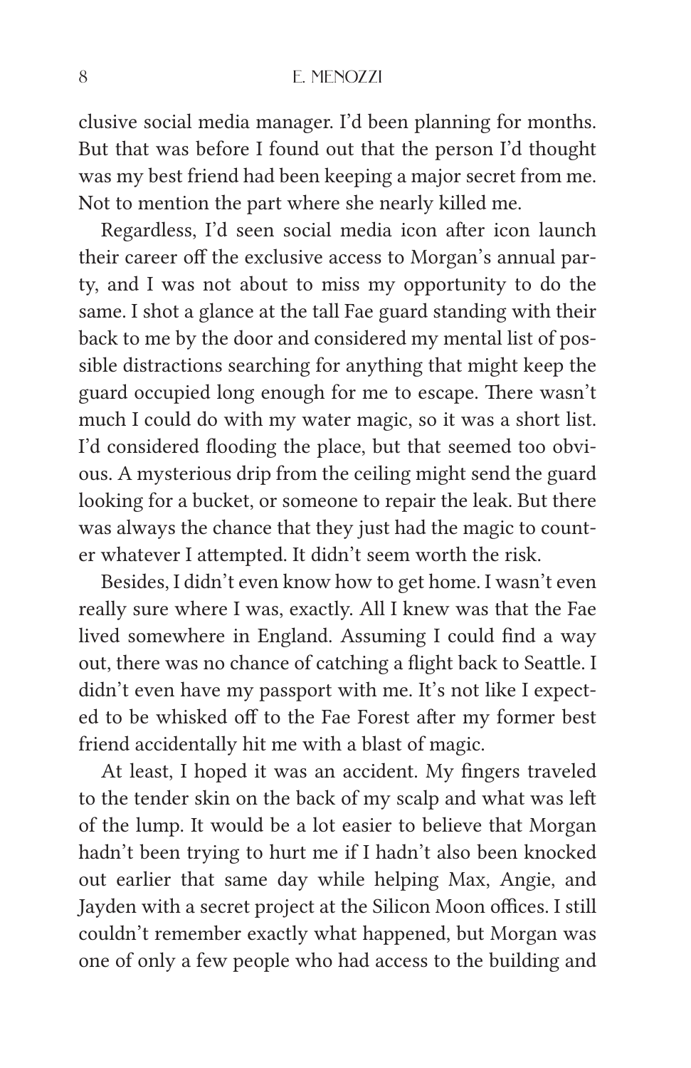clusive social media manager. I'd been planning for months. But that was before I found out that the person I'd thought was my best friend had been keeping a major secret from me. Not to mention the part where she nearly killed me.

Regardless, I'd seen social media icon after icon launch their career off the exclusive access to Morgan's annual party, and I was not about to miss my opportunity to do the same. I shot a glance at the tall Fae guard standing with their back to me by the door and considered my mental list of possible distractions searching for anything that might keep the guard occupied long enough for me to escape. There wasn't much I could do with my water magic, so it was a short list. I'd considered flooding the place, but that seemed too obvious. A mysterious drip from the ceiling might send the guard looking for a bucket, or someone to repair the leak. But there was always the chance that they just had the magic to counter whatever I attempted. It didn't seem worth the risk.

Besides, I didn't even know how to get home. I wasn't even really sure where I was, exactly. All I knew was that the Fae lived somewhere in England. Assuming I could find a way out, there was no chance of catching a flight back to Seattle. I didn't even have my passport with me. It's not like I expected to be whisked off to the Fae Forest after my former best friend accidentally hit me with a blast of magic.

At least, I hoped it was an accident. My fingers traveled to the tender skin on the back of my scalp and what was left of the lump. It would be a lot easier to believe that Morgan hadn't been trying to hurt me if I hadn't also been knocked out earlier that same day while helping Max, Angie, and Jayden with a secret project at the Silicon Moon offices. I still couldn't remember exactly what happened, but Morgan was one of only a few people who had access to the building and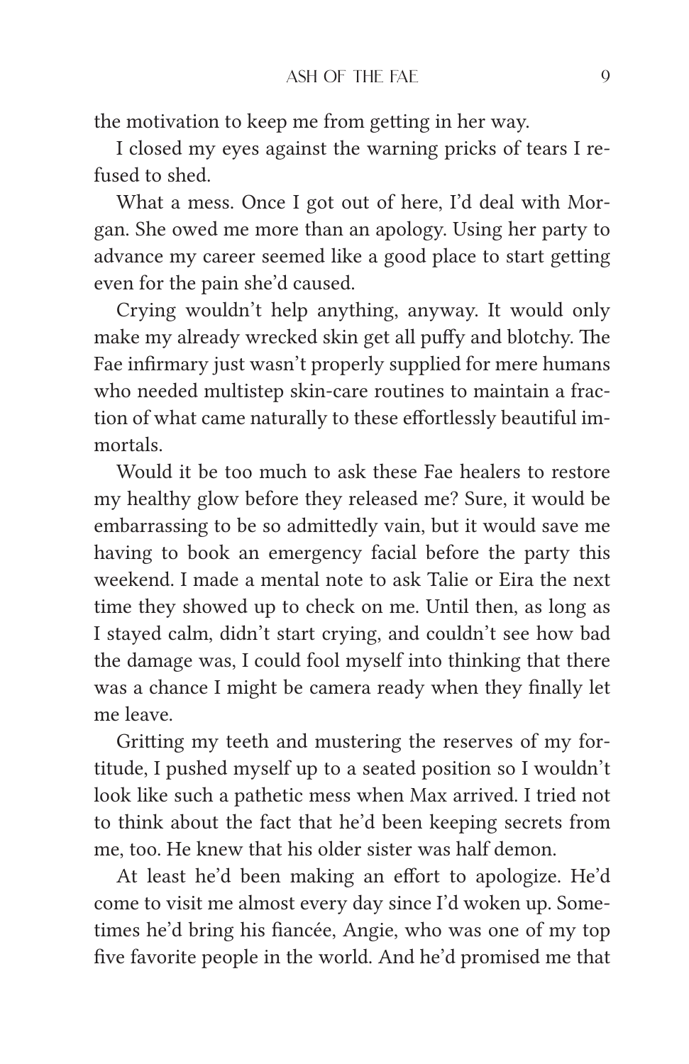the motivation to keep me from getting in her way.

I closed my eyes against the warning pricks of tears I refused to shed.

What a mess. Once I got out of here, I'd deal with Morgan. She owed me more than an apology. Using her party to advance my career seemed like a good place to start getting even for the pain she'd caused.

Crying wouldn't help anything, anyway. It would only make my already wrecked skin get all puffy and blotchy. The Fae infirmary just wasn't properly supplied for mere humans who needed multistep skin-care routines to maintain a fraction of what came naturally to these effortlessly beautiful immortals.

Would it be too much to ask these Fae healers to restore my healthy glow before they released me? Sure, it would be embarrassing to be so admittedly vain, but it would save me having to book an emergency facial before the party this weekend. I made a mental note to ask Talie or Eira the next time they showed up to check on me. Until then, as long as I stayed calm, didn't start crying, and couldn't see how bad the damage was, I could fool myself into thinking that there was a chance I might be camera ready when they finally let me leave.

Gritting my teeth and mustering the reserves of my fortitude, I pushed myself up to a seated position so I wouldn't look like such a pathetic mess when Max arrived. I tried not to think about the fact that he'd been keeping secrets from me, too. He knew that his older sister was half demon.

At least he'd been making an effort to apologize. He'd come to visit me almost every day since I'd woken up. Sometimes he'd bring his fiancée, Angie, who was one of my top five favorite people in the world. And he'd promised me that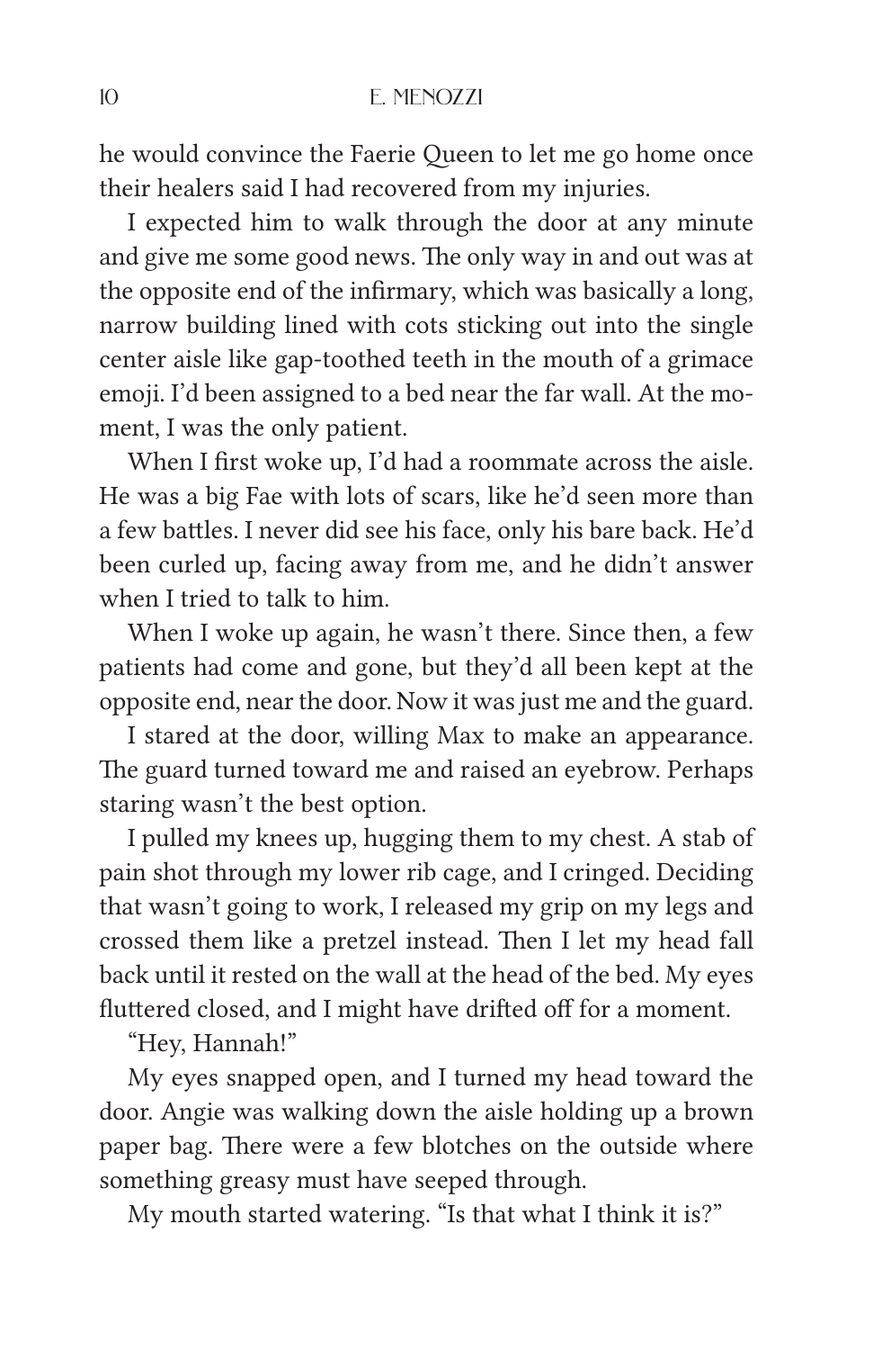he would convince the Faerie Queen to let me go home once their healers said I had recovered from my injuries.

I expected him to walk through the door at any minute and give me some good news. The only way in and out was at the opposite end of the infirmary, which was basically a long, narrow building lined with cots sticking out into the single center aisle like gap-toothed teeth in the mouth of a grimace emoji. I'd been assigned to a bed near the far wall. At the moment, I was the only patient.

When I first woke up, I'd had a roommate across the aisle. He was a big Fae with lots of scars, like he'd seen more than a few battles. I never did see his face, only his bare back. He'd been curled up, facing away from me, and he didn't answer when I tried to talk to him.

When I woke up again, he wasn't there. Since then, a few patients had come and gone, but they'd all been kept at the opposite end, near the door. Now it was just me and the guard.

I stared at the door, willing Max to make an appearance. The guard turned toward me and raised an eyebrow. Perhaps staring wasn't the best option.

I pulled my knees up, hugging them to my chest. A stab of pain shot through my lower rib cage, and I cringed. Deciding that wasn't going to work, I released my grip on my legs and crossed them like a pretzel instead. Then I let my head fall back until it rested on the wall at the head of the bed. My eyes fluttered closed, and I might have drifted off for a moment.

"Hey, Hannah!"

My eyes snapped open, and I turned my head toward the door. Angie was walking down the aisle holding up a brown paper bag. There were a few blotches on the outside where something greasy must have seeped through.

My mouth started watering. "Is that what I think it is?"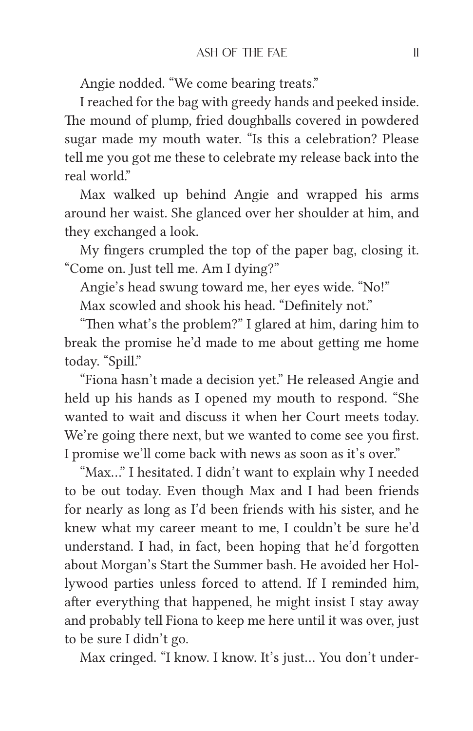Angie nodded. "We come bearing treats."

I reached for the bag with greedy hands and peeked inside. The mound of plump, fried doughballs covered in powdered sugar made my mouth water. "Is this a celebration? Please tell me you got me these to celebrate my release back into the real world."

Max walked up behind Angie and wrapped his arms around her waist. She glanced over her shoulder at him, and they exchanged a look.

My fingers crumpled the top of the paper bag, closing it. "Come on. Just tell me. Am I dying?"

Angie's head swung toward me, her eyes wide. "No!"

Max scowled and shook his head. "Definitely not."

"Then what's the problem?" I glared at him, daring him to break the promise he'd made to me about getting me home today. "Spill."

"Fiona hasn't made a decision yet." He released Angie and held up his hands as I opened my mouth to respond. "She wanted to wait and discuss it when her Court meets today. We're going there next, but we wanted to come see you first. I promise we'll come back with news as soon as it's over."

"Max..." I hesitated. I didn't want to explain why I needed to be out today. Even though Max and I had been friends for nearly as long as I'd been friends with his sister, and he knew what my career meant to me, I couldn't be sure he'd understand. I had, in fact, been hoping that he'd forgotten about Morgan's Start the Summer bash. He avoided her Hollywood parties unless forced to attend. If I reminded him, after everything that happened, he might insist I stay away and probably tell Fiona to keep me here until it was over, just to be sure I didn't go.

Max cringed. "I know. I know. It's just... You don't under-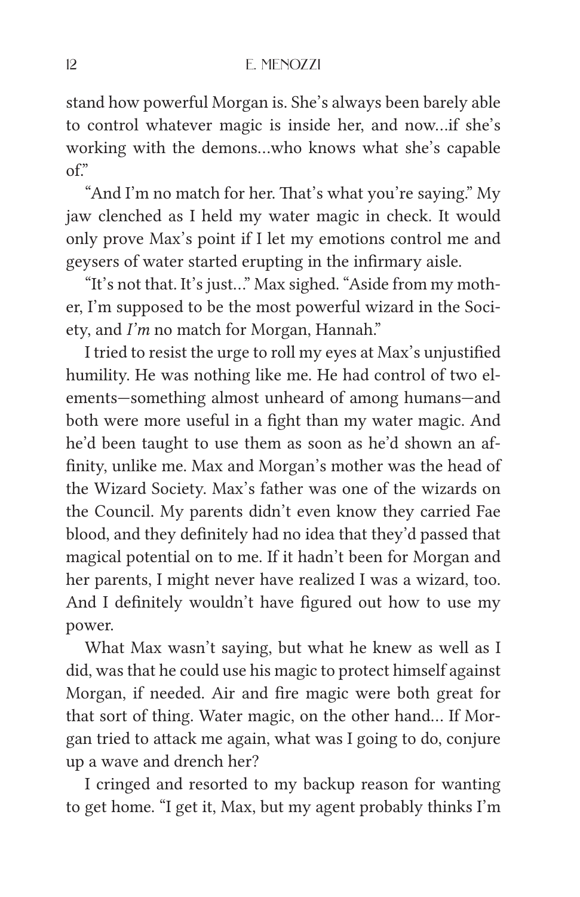stand how powerful Morgan is. She's always been barely able to control whatever magic is inside her, and now…if she's working with the demons…who knows what she's capable of."

"And I'm no match for her. That's what you're saying." My jaw clenched as I held my water magic in check. It would only prove Max's point if I let my emotions control me and geysers of water started erupting in the infirmary aisle.

"It's not that. It's just…" Max sighed. "Aside from my mother, I'm supposed to be the most powerful wizard in the Society, and *I'm* no match for Morgan, Hannah."

I tried to resist the urge to roll my eyes at Max's unjustified humility. He was nothing like me. He had control of two elements—something almost unheard of among humans—and both were more useful in a fight than my water magic. And he'd been taught to use them as soon as he'd shown an affinity, unlike me. Max and Morgan's mother was the head of the Wizard Society. Max's father was one of the wizards on the Council. My parents didn't even know they carried Fae blood, and they definitely had no idea that they'd passed that magical potential on to me. If it hadn't been for Morgan and her parents, I might never have realized I was a wizard, too. And I definitely wouldn't have figured out how to use my power.

What Max wasn't saying, but what he knew as well as I did, was that he could use his magic to protect himself against Morgan, if needed. Air and fire magic were both great for that sort of thing. Water magic, on the other hand… If Morgan tried to attack me again, what was I going to do, conjure up a wave and drench her?

I cringed and resorted to my backup reason for wanting to get home. "I get it, Max, but my agent probably thinks I'm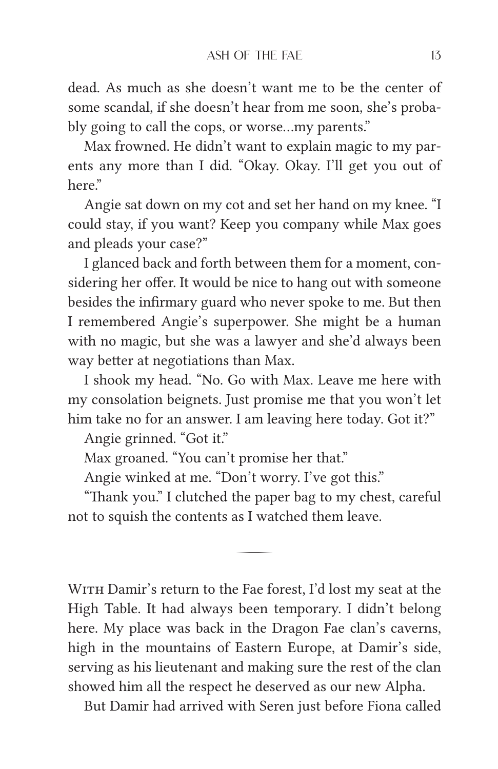dead. As much as she doesn't want me to be the center of some scandal, if she doesn't hear from me soon, she's probably going to call the cops, or worse…my parents."

Max frowned. He didn't want to explain magic to my parents any more than I did. "Okay. Okay. I'll get you out of here."

Angie sat down on my cot and set her hand on my knee. "I could stay, if you want? Keep you company while Max goes and pleads your case?"

I glanced back and forth between them for a moment, considering her offer. It would be nice to hang out with someone besides the infirmary guard who never spoke to me. But then I remembered Angie's superpower. She might be a human with no magic, but she was a lawyer and she'd always been way better at negotiations than Max.

I shook my head. "No. Go with Max. Leave me here with my consolation beignets. Just promise me that you won't let him take no for an answer. I am leaving here today. Got it?"

Angie grinned. "Got it."

Max groaned. "You can't promise her that."

Angie winked at me. "Don't worry. I've got this."

"Thank you." I clutched the paper bag to my chest, careful not to squish the contents as I watched them leave.

---

With Damir's return to the Fae forest, I'd lost my seat at the High Table. It had always been temporary. I didn't belong here. My place was back in the Dragon Fae clan's caverns, high in the mountains of Eastern Europe, at Damir's side, serving as his lieutenant and making sure the rest of the clan showed him all the respect he deserved as our new Alpha.

But Damir had arrived with Seren just before Fiona called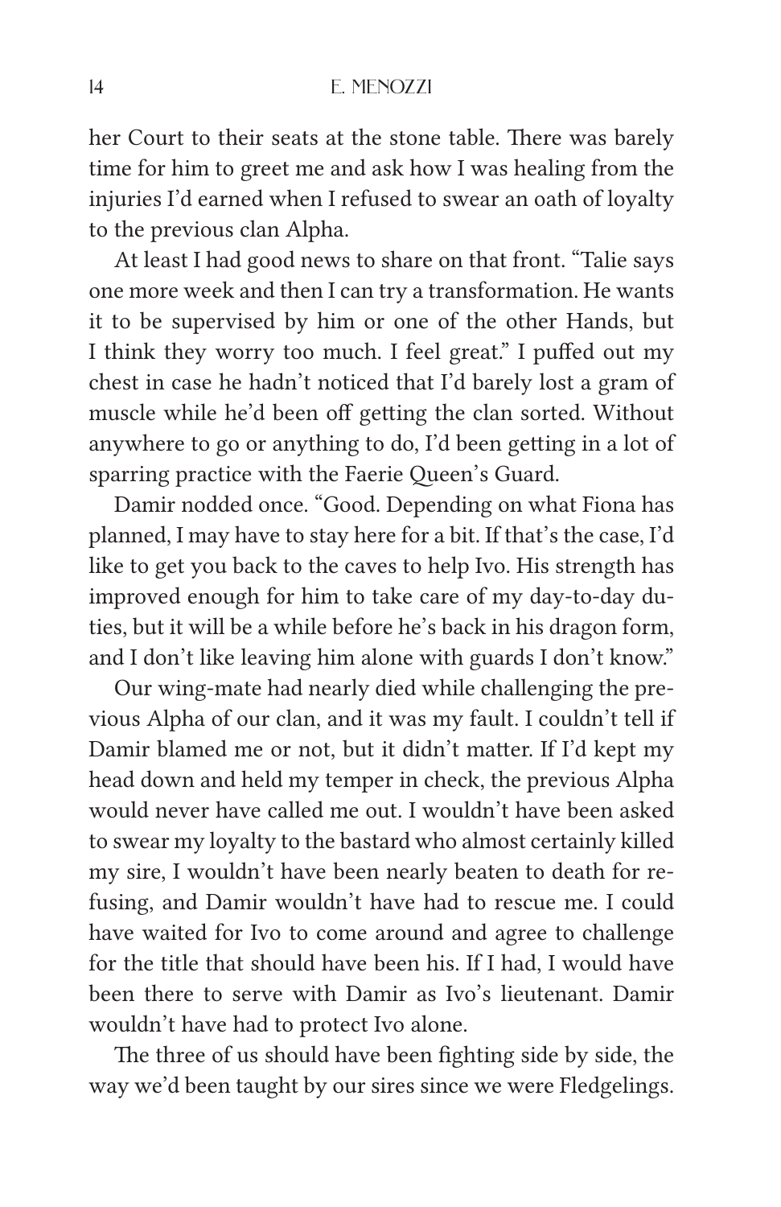her Court to their seats at the stone table. There was barely time for him to greet me and ask how I was healing from the injuries I'd earned when I refused to swear an oath of loyalty to the previous clan Alpha.

At least I had good news to share on that front. "Talie says one more week and then I can try a transformation. He wants it to be supervised by him or one of the other Hands, but I think they worry too much. I feel great." I puffed out my chest in case he hadn't noticed that I'd barely lost a gram of muscle while he'd been off getting the clan sorted. Without anywhere to go or anything to do, I'd been getting in a lot of sparring practice with the Faerie Queen's Guard.

Damir nodded once. "Good. Depending on what Fiona has planned, I may have to stay here for a bit. If that's the case, I'd like to get you back to the caves to help Ivo. His strength has improved enough for him to take care of my day-to-day duties, but it will be a while before he's back in his dragon form, and I don't like leaving him alone with guards I don't know."

Our wing-mate had nearly died while challenging the previous Alpha of our clan, and it was my fault. I couldn't tell if Damir blamed me or not, but it didn't matter. If I'd kept my head down and held my temper in check, the previous Alpha would never have called me out. I wouldn't have been asked to swear my loyalty to the bastard who almost certainly killed my sire, I wouldn't have been nearly beaten to death for refusing, and Damir wouldn't have had to rescue me. I could have waited for Ivo to come around and agree to challenge for the title that should have been his. If I had, I would have been there to serve with Damir as Ivo's lieutenant. Damir wouldn't have had to protect Ivo alone.

The three of us should have been fighting side by side, the way we'd been taught by our sires since we were Fledgelings.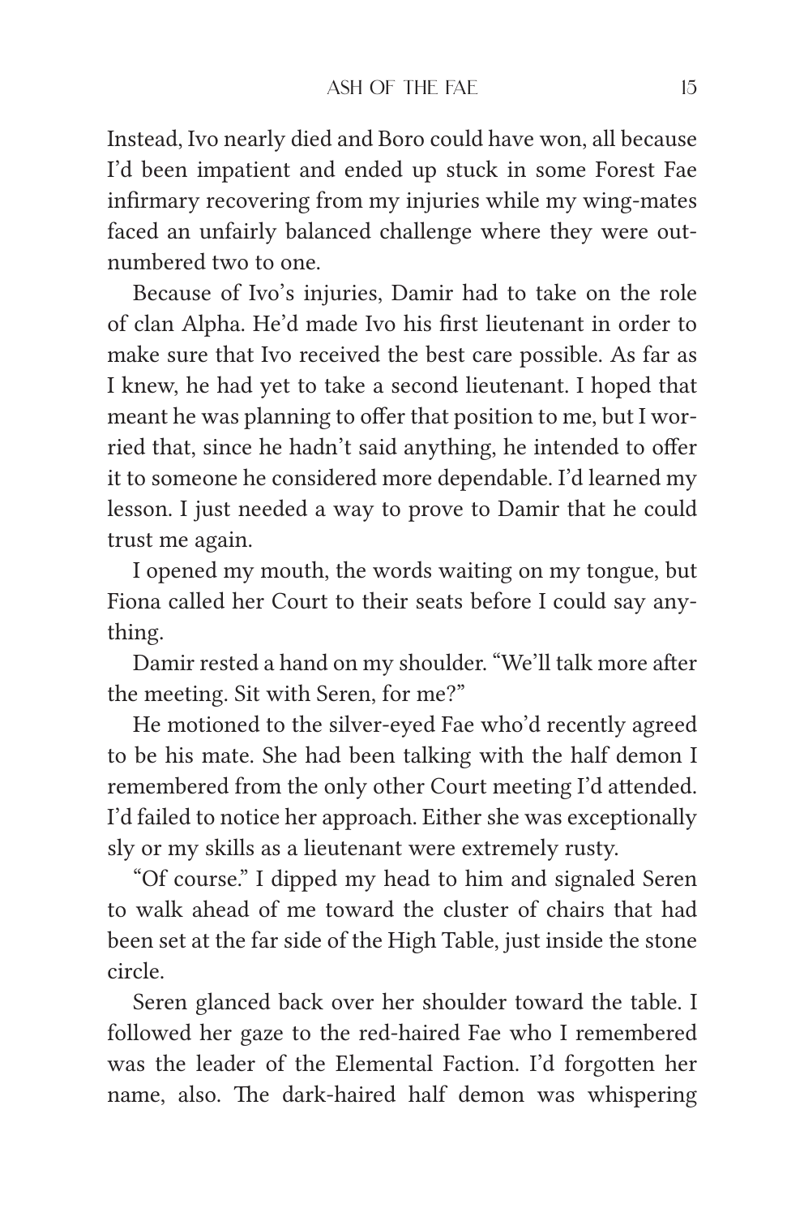Instead, Ivo nearly died and Boro could have won, all because I'd been impatient and ended up stuck in some Forest Fae infirmary recovering from my injuries while my wing-mates faced an unfairly balanced challenge where they were outnumbered two to one.

Because of Ivo's injuries, Damir had to take on the role of clan Alpha. He'd made Ivo his first lieutenant in order to make sure that Ivo received the best care possible. As far as I knew, he had yet to take a second lieutenant. I hoped that meant he was planning to offer that position to me, but I worried that, since he hadn't said anything, he intended to offer it to someone he considered more dependable. I'd learned my lesson. I just needed a way to prove to Damir that he could trust me again.

I opened my mouth, the words waiting on my tongue, but Fiona called her Court to their seats before I could say anything.

Damir rested a hand on my shoulder. "We'll talk more after the meeting. Sit with Seren, for me?"

He motioned to the silver-eyed Fae who'd recently agreed to be his mate. She had been talking with the half demon I remembered from the only other Court meeting I'd attended. I'd failed to notice her approach. Either she was exceptionally sly or my skills as a lieutenant were extremely rusty.

"Of course." I dipped my head to him and signaled Seren to walk ahead of me toward the cluster of chairs that had been set at the far side of the High Table, just inside the stone circle.

Seren glanced back over her shoulder toward the table. I followed her gaze to the red-haired Fae who I remembered was the leader of the Elemental Faction. I'd forgotten her name, also. The dark-haired half demon was whispering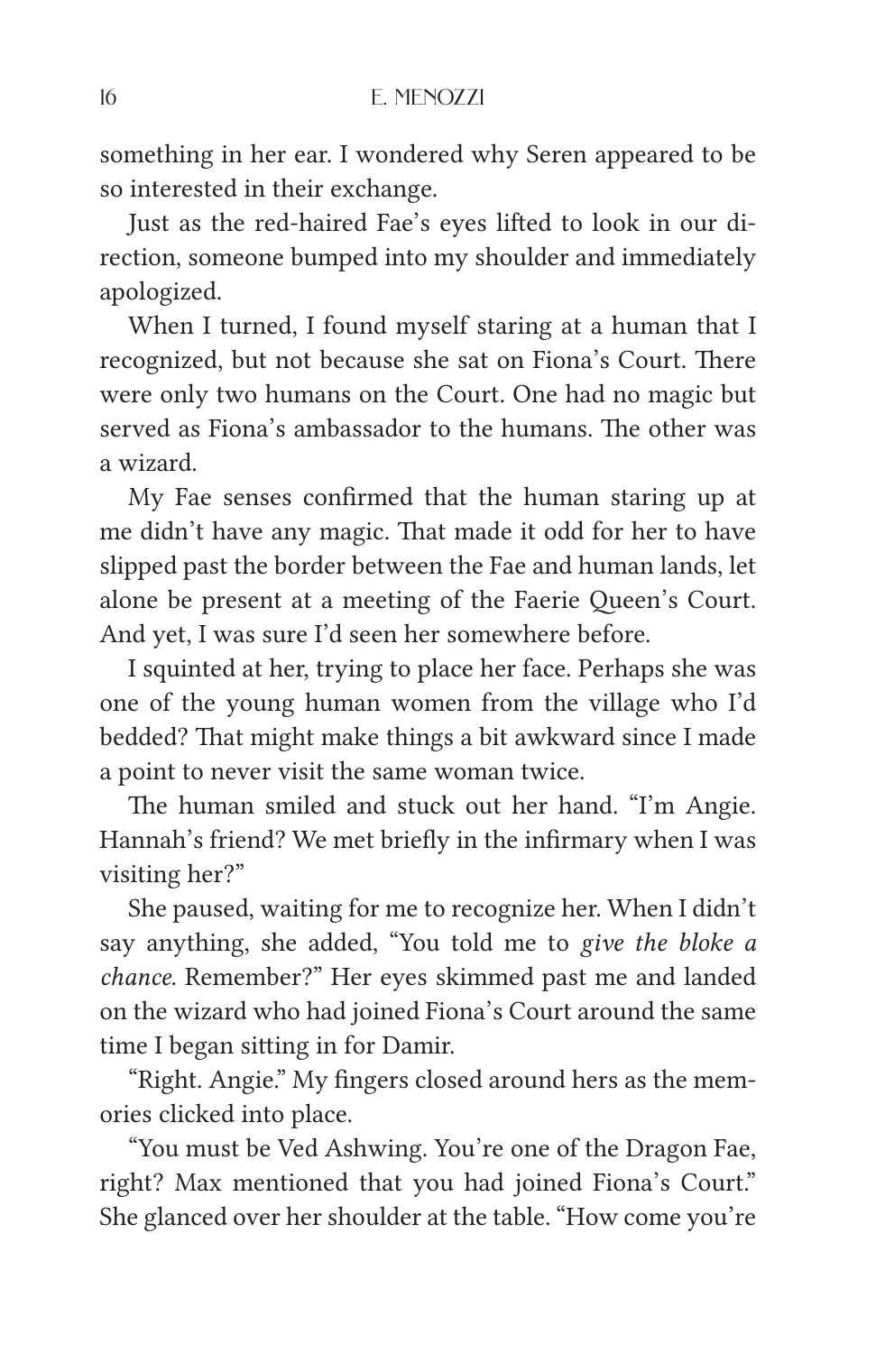something in her ear. I wondered why Seren appeared to be so interested in their exchange.

Just as the red-haired Fae's eyes lifted to look in our direction, someone bumped into my shoulder and immediately apologized.

When I turned, I found myself staring at a human that I recognized, but not because she sat on Fiona's Court. There were only two humans on the Court. One had no magic but served as Fiona's ambassador to the humans. The other was a wizard.

My Fae senses confirmed that the human staring up at me didn't have any magic. That made it odd for her to have slipped past the border between the Fae and human lands, let alone be present at a meeting of the Faerie Queen's Court. And yet, I was sure I'd seen her somewhere before.

I squinted at her, trying to place her face. Perhaps she was one of the young human women from the village who I'd bedded? That might make things a bit awkward since I made a point to never visit the same woman twice.

The human smiled and stuck out her hand. "I'm Angie. Hannah's friend? We met briefly in the infirmary when I was visiting her?"

She paused, waiting for me to recognize her. When I didn't say anything, she added, "You told me to *give the bloke a chance*. Remember?" Her eyes skimmed past me and landed on the wizard who had joined Fiona's Court around the same time I began sitting in for Damir.

"Right. Angie." My fingers closed around hers as the memories clicked into place.

"You must be Ved Ashwing. You're one of the Dragon Fae, right? Max mentioned that you had joined Fiona's Court." She glanced over her shoulder at the table. "How come you're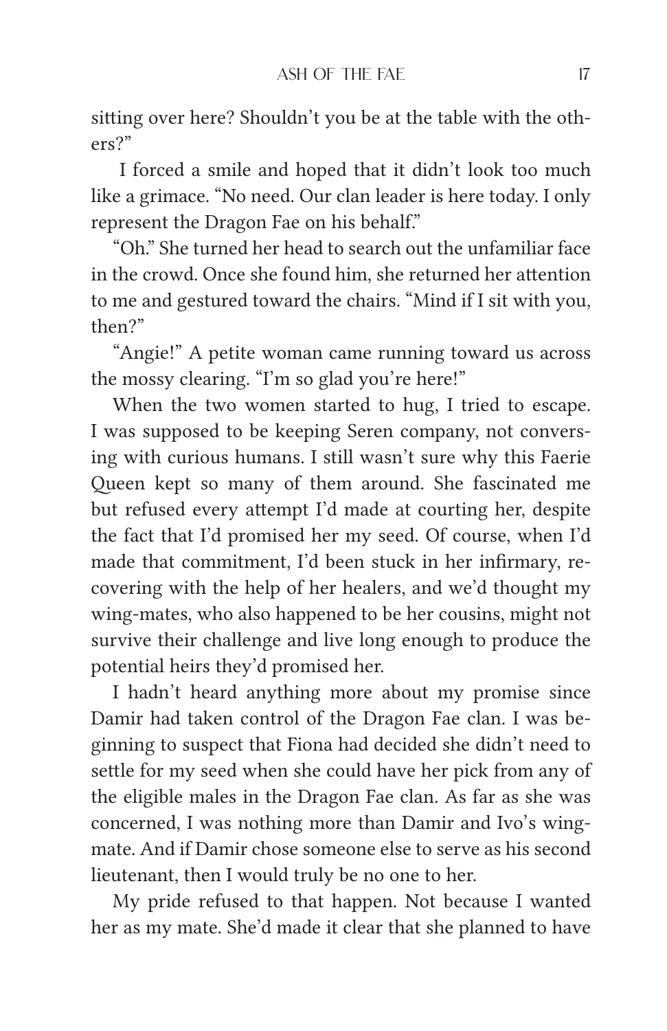sitting over here? Shouldn't you be at the table with the others?"

I forced a smile and hoped that it didn't look too much like a grimace. "No need. Our clan leader is here today. I only represent the Dragon Fae on his behalf."

"Oh." She turned her head to search out the unfamiliar face in the crowd. Once she found him, she returned her attention to me and gestured toward the chairs. "Mind if I sit with you, then?"

"Angie!" A petite woman came running toward us across the mossy clearing. "I'm so glad you're here!"

When the two women started to hug, I tried to escape. I was supposed to be keeping Seren company, not conversing with curious humans. I still wasn't sure why this Faerie Queen kept so many of them around. She fascinated me but refused every attempt I'd made at courting her, despite the fact that I'd promised her my seed. Of course, when I'd made that commitment, I'd been stuck in her infirmary, recovering with the help of her healers, and we'd thought my wing-mates, who also happened to be her cousins, might not survive their challenge and live long enough to produce the potential heirs they'd promised her.

I hadn't heard anything more about my promise since Damir had taken control of the Dragon Fae clan. I was beginning to suspect that Fiona had decided she didn't need to settle for my seed when she could have her pick from any of the eligible males in the Dragon Fae clan. As far as she was concerned, I was nothing more than Damir and Ivo's wing-mate. And if Damir chose someone else to serve as his second lieutenant, then I would truly be no one to her.

My pride refused to that happen. Not because I wanted her as my mate. She'd made it clear that she planned to have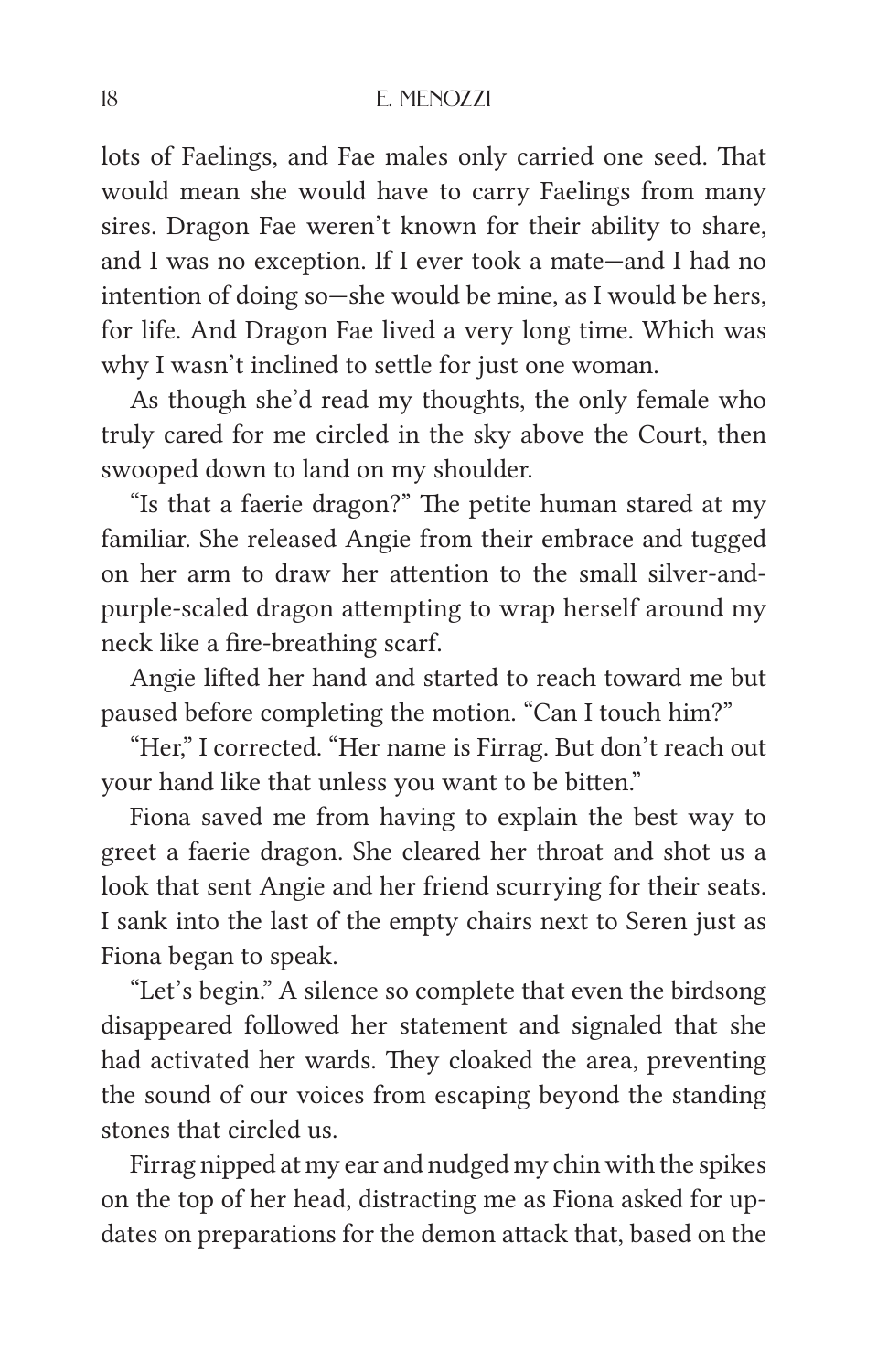lots of Faelings, and Fae males only carried one seed. That would mean she would have to carry Faelings from many sires. Dragon Fae weren't known for their ability to share, and I was no exception. If I ever took a mate—and I had no intention of doing so—she would be mine, as I would be hers, for life. And Dragon Fae lived a very long time. Which was why I wasn't inclined to settle for just one woman.

As though she'd read my thoughts, the only female who truly cared for me circled in the sky above the Court, then swooped down to land on my shoulder.

"Is that a faerie dragon?" The petite human stared at my familiar. She released Angie from their embrace and tugged on her arm to draw her attention to the small silver-and-purple-scaled dragon attempting to wrap herself around my neck like a fire-breathing scarf.

Angie lifted her hand and started to reach toward me but paused before completing the motion. "Can I touch him?"

"Her," I corrected. "Her name is Firrag. But don't reach out your hand like that unless you want to be bitten."

Fiona saved me from having to explain the best way to greet a faerie dragon. She cleared her throat and shot us a look that sent Angie and her friend scurrying for their seats. I sank into the last of the empty chairs next to Seren just as Fiona began to speak.

"Let's begin." A silence so complete that even the birdsong disappeared followed her statement and signaled that she had activated her wards. They cloaked the area, preventing the sound of our voices from escaping beyond the standing stones that circled us.

Firrag nipped at my ear and nudged my chin with the spikes on the top of her head, distracting me as Fiona asked for updates on preparations for the demon attack that, based on the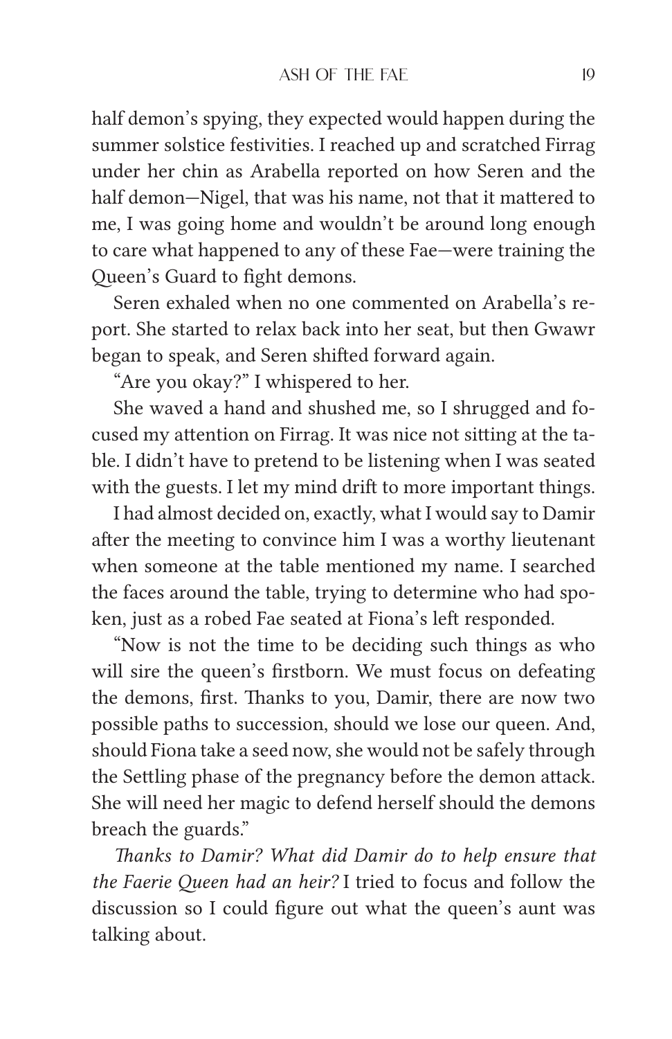half demon's spying, they expected would happen during the summer solstice festivities. I reached up and scratched Firrag under her chin as Arabella reported on how Seren and the half demon—Nigel, that was his name, not that it mattered to me, I was going home and wouldn't be around long enough to care what happened to any of these Fae—were training the Queen's Guard to fight demons.

Seren exhaled when no one commented on Arabella's report. She started to relax back into her seat, but then Gwawr began to speak, and Seren shifted forward again.

"Are you okay?" I whispered to her.

She waved a hand and shushed me, so I shrugged and focused my attention on Firrag. It was nice not sitting at the table. I didn't have to pretend to be listening when I was seated with the guests. I let my mind drift to more important things.

I had almost decided on, exactly, what I would say to Damir after the meeting to convince him I was a worthy lieutenant when someone at the table mentioned my name. I searched the faces around the table, trying to determine who had spoken, just as a robed Fae seated at Fiona's left responded.

"Now is not the time to be deciding such things as who will sire the queen's firstborn. We must focus on defeating the demons, first. Thanks to you, Damir, there are now two possible paths to succession, should we lose our queen. And, should Fiona take a seed now, she would not be safely through the Settling phase of the pregnancy before the demon attack. She will need her magic to defend herself should the demons breach the guards."

*Thanks to Damir? What did Damir do to help ensure that the Faerie Queen had an heir?* I tried to focus and follow the discussion so I could figure out what the queen's aunt was talking about.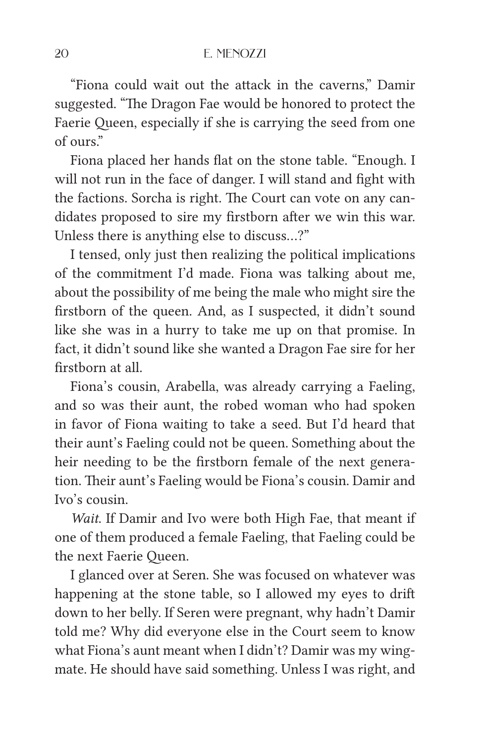"Fiona could wait out the attack in the caverns," Damir suggested. "The Dragon Fae would be honored to protect the Faerie Queen, especially if she is carrying the seed from one of ours."

Fiona placed her hands flat on the stone table. "Enough. I will not run in the face of danger. I will stand and fight with the factions. Sorcha is right. The Court can vote on any candidates proposed to sire my firstborn after we win this war. Unless there is anything else to discuss…?"

I tensed, only just then realizing the political implications of the commitment I'd made. Fiona was talking about me, about the possibility of me being the male who might sire the firstborn of the queen. And, as I suspected, it didn't sound like she was in a hurry to take me up on that promise. In fact, it didn't sound like she wanted a Dragon Fae sire for her firstborn at all.

Fiona's cousin, Arabella, was already carrying a Faeling, and so was their aunt, the robed woman who had spoken in favor of Fiona waiting to take a seed. But I'd heard that their aunt's Faeling could not be queen. Something about the heir needing to be the firstborn female of the next generation. Their aunt's Faeling would be Fiona's cousin. Damir and Ivo's cousin.

*Wait.* If Damir and Ivo were both High Fae, that meant if one of them produced a female Faeling, that Faeling could be the next Faerie Queen.

I glanced over at Seren. She was focused on whatever was happening at the stone table, so I allowed my eyes to drift down to her belly. If Seren were pregnant, why hadn't Damir told me? Why did everyone else in the Court seem to know what Fiona's aunt meant when I didn't? Damir was my wingmate. He should have said something. Unless I was right, and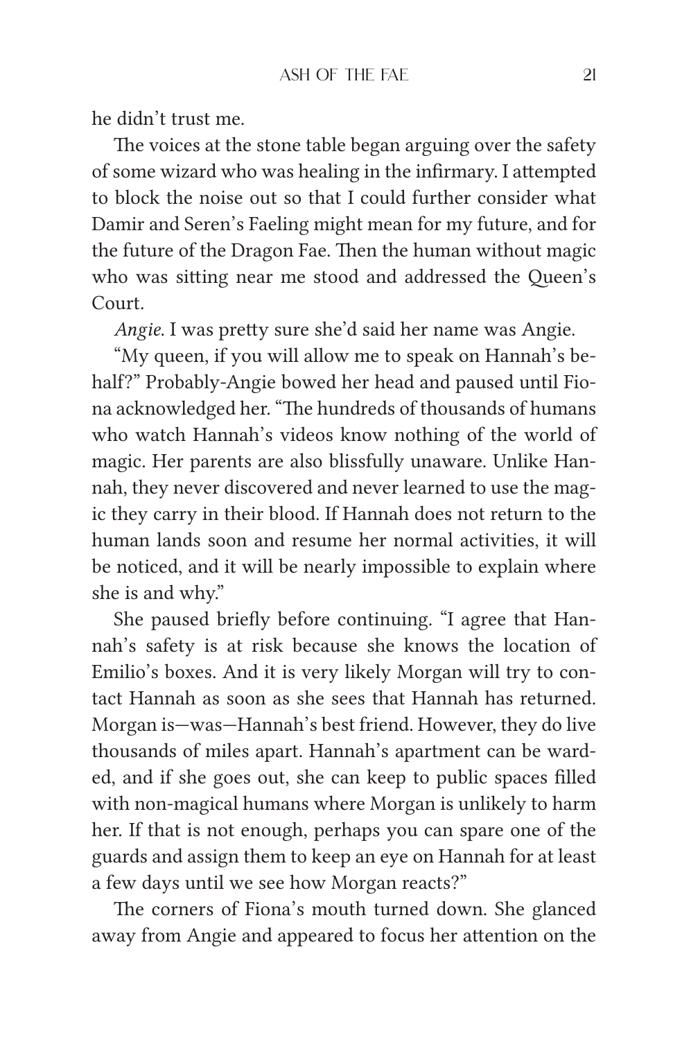he didn't trust me.

The voices at the stone table began arguing over the safety of some wizard who was healing in the infirmary. I attempted to block the noise out so that I could further consider what Damir and Seren's Faeling might mean for my future, and for the future of the Dragon Fae. Then the human without magic who was sitting near me stood and addressed the Queen's Court.

*Angie*. I was pretty sure she'd said her name was Angie.

"My queen, if you will allow me to speak on Hannah's behalf?" Probably-Angie bowed her head and paused until Fiona acknowledged her. "The hundreds of thousands of humans who watch Hannah's videos know nothing of the world of magic. Her parents are also blissfully unaware. Unlike Hannah, they never discovered and never learned to use the magic they carry in their blood. If Hannah does not return to the human lands soon and resume her normal activities, it will be noticed, and it will be nearly impossible to explain where she is and why."

She paused briefly before continuing. "I agree that Hannah's safety is at risk because she knows the location of Emilio's boxes. And it is very likely Morgan will try to contact Hannah as soon as she sees that Hannah has returned. Morgan is—was—Hannah's best friend. However, they do live thousands of miles apart. Hannah's apartment can be warded, and if she goes out, she can keep to public spaces filled with non-magical humans where Morgan is unlikely to harm her. If that is not enough, perhaps you can spare one of the guards and assign them to keep an eye on Hannah for at least a few days until we see how Morgan reacts?"

The corners of Fiona's mouth turned down. She glanced away from Angie and appeared to focus her attention on the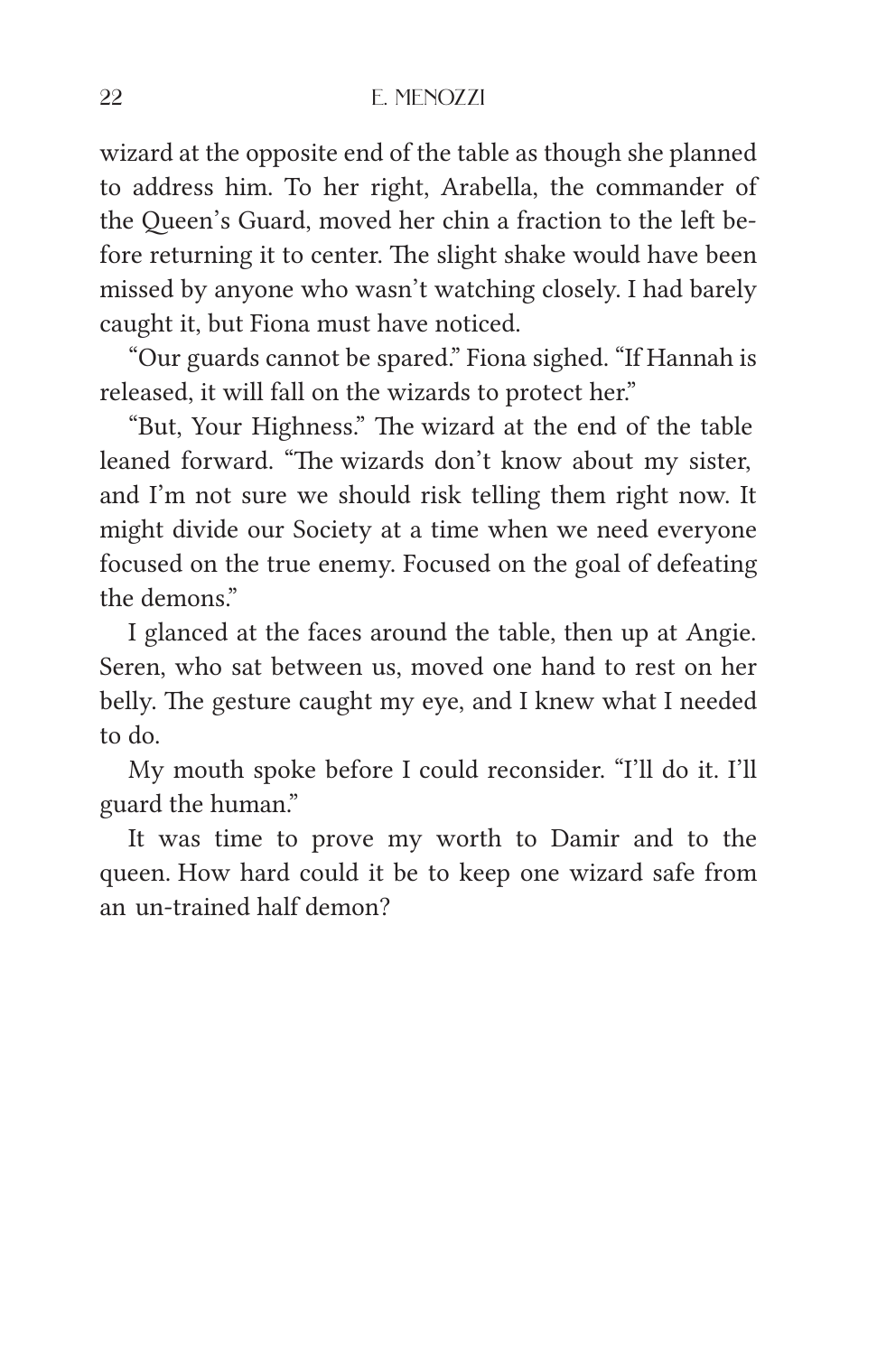wizard at the opposite end of the table as though she planned to address him. To her right, Arabella, the commander of the Queen's Guard, moved her chin a fraction to the left before returning it to center. The slight shake would have been missed by anyone who wasn't watching closely. I had barely caught it, but Fiona must have noticed.

"Our guards cannot be spared." Fiona sighed. "If Hannah is released, it will fall on the wizards to protect her."

"But, Your Highness." The wizard at the end of the table leaned forward. "The wizards don't know about my sister, and I'm not sure we should risk telling them right now. It might divide our Society at a time when we need everyone focused on the true enemy. Focused on the goal of defeating the demons."

I glanced at the faces around the table, then up at Angie. Seren, who sat between us, moved one hand to rest on her belly. The gesture caught my eye, and I knew what I needed to do.

My mouth spoke before I could reconsider. "I'll do it. I'll guard the human."

It was time to prove my worth to Damir and to the queen. How hard could it be to keep one wizard safe from an un-trained half demon?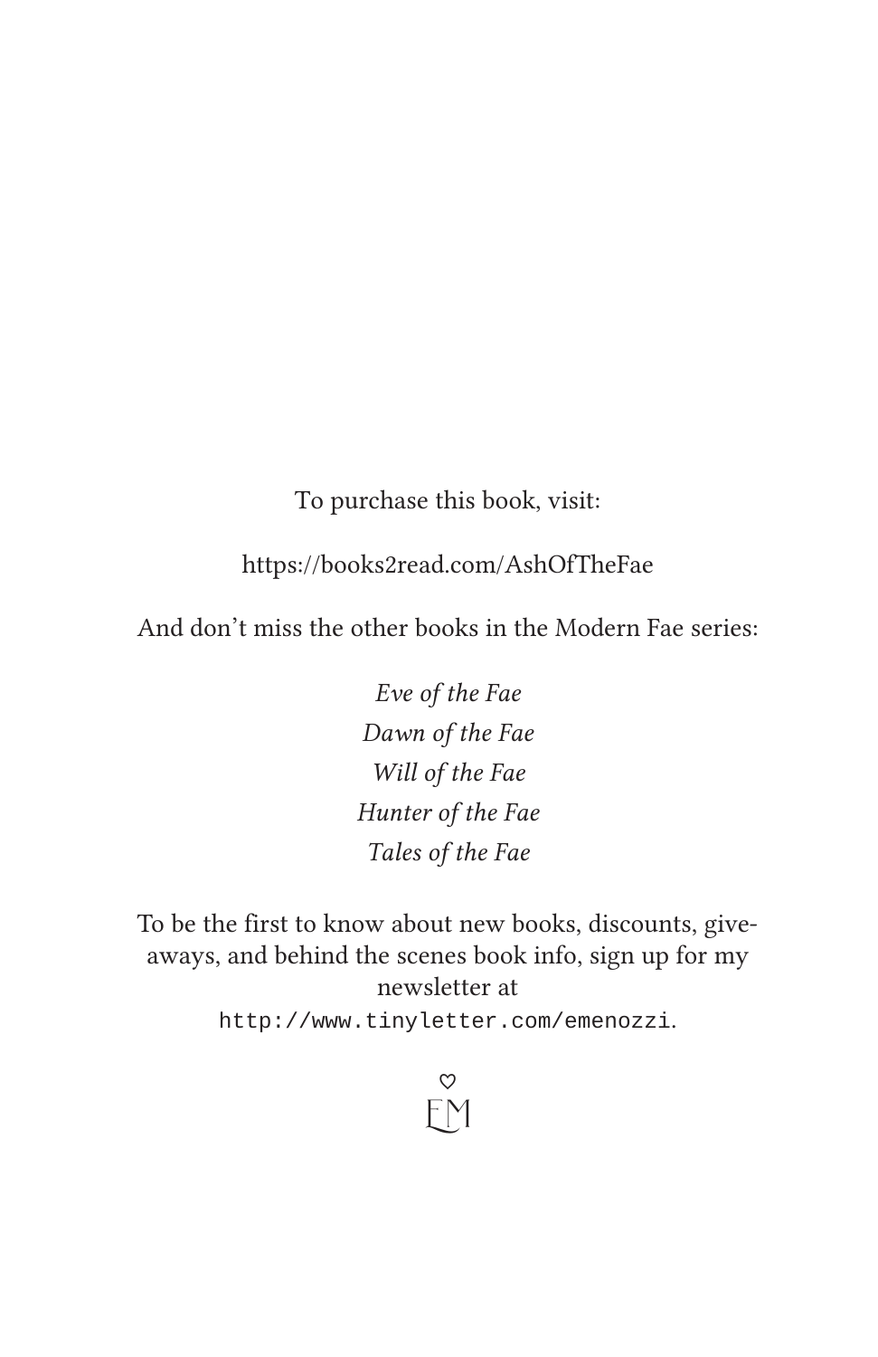To purchase this book, visit:

https://books2read.com/AshOfTheFae

And don't miss the other books in the Modern Fae series:

*Eve of the Fae*
*Dawn of the Fae*
*Will of the Fae*
*Hunter of the Fae*
*Tales of the Fae*

To be the first to know about new books, discounts, giveaways, and behind the scenes book info, sign up for my newsletter at `http://www.tinyletter.com/emenozzi`.

♡
EM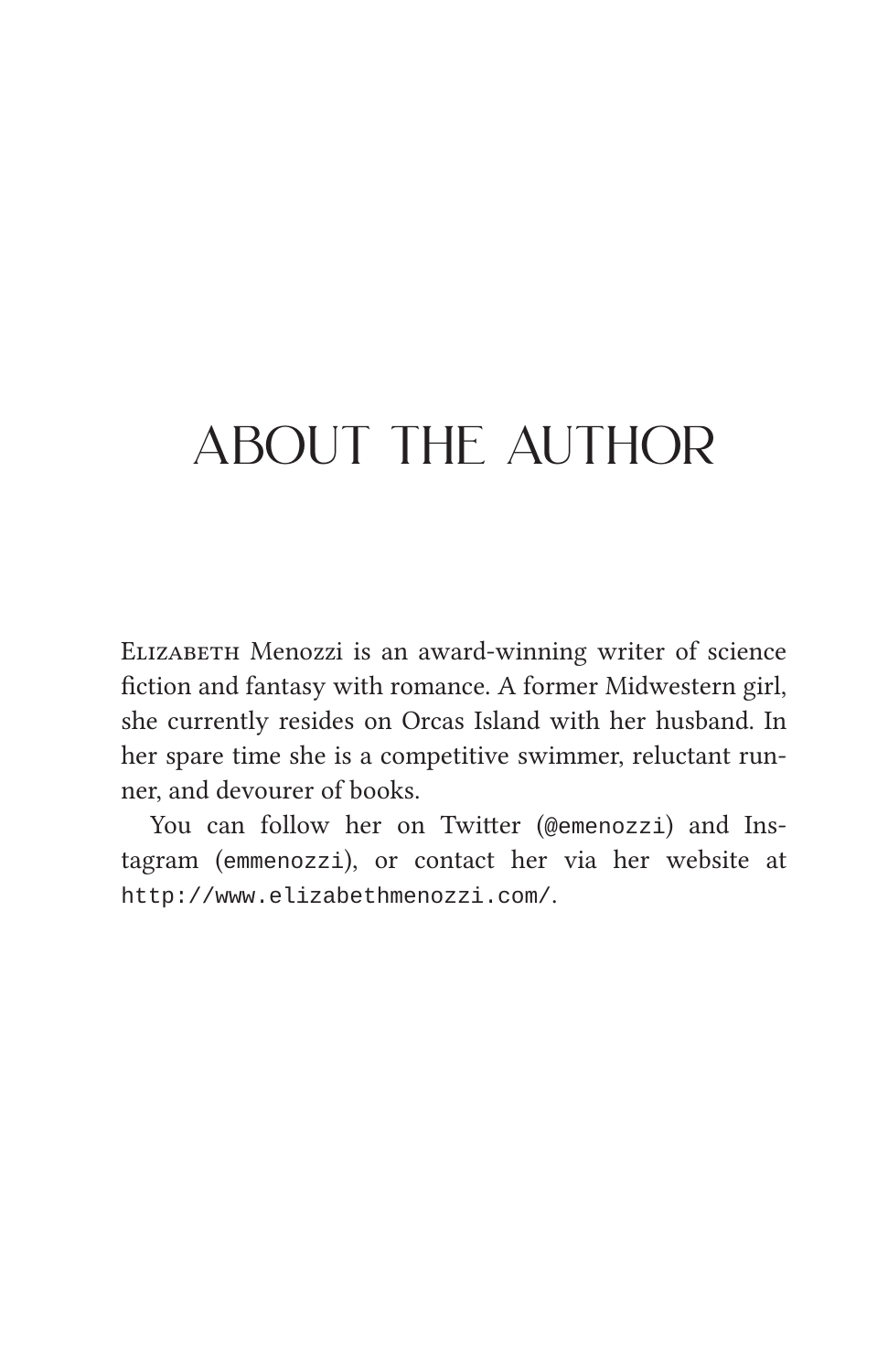# ABOUT THE AUTHOR

Elizabeth Menozzi is an award-winning writer of science fiction and fantasy with romance. A former Midwestern girl, she currently resides on Orcas Island with her husband. In her spare time she is a competitive swimmer, reluctant runner, and devourer of books.

You can follow her on Twitter (`@emenozzi`) and Instagram (`emmenozzi`), or contact her via her website at `http://www.elizabethmenozzi.com/`.